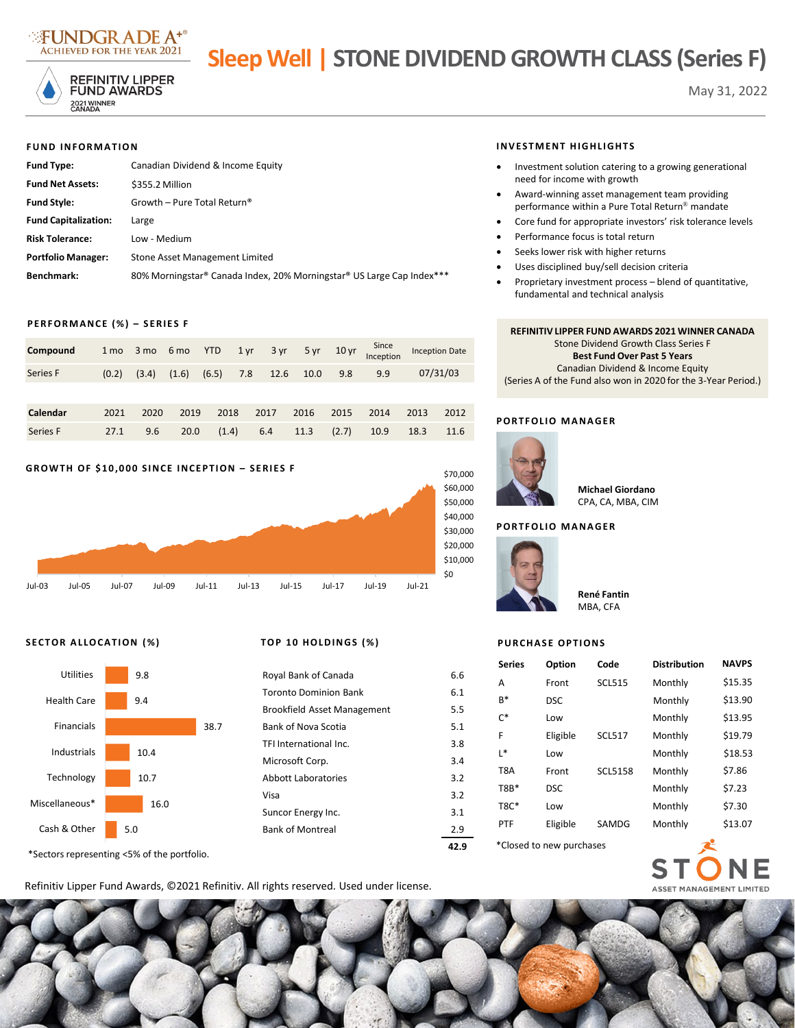FUNDGRADE A+® ACHIEVED FOR THE YEAR 2021

REFINITIV LIPPER FUND AWARDS 2021 WINNER CANADA

# Sleep Well | STONE DIVIDEND GROWTH CLASS (Series F)

May 31, 2022

## FUND INFORMATION

| | |
|---|---|
| **Fund Type:** | Canadian Dividend & Income Equity |
| **Fund Net Assets:** | $355.2 Million |
| **Fund Style:** | Growth – Pure Total Return® |
| **Fund Capitalization:** | Large |
| **Risk Tolerance:** | Low - Medium |
| **Portfolio Manager:** | Stone Asset Management Limited |
| **Benchmark:** | 80% Morningstar® Canada Index, 20% Morningstar® US Large Cap Index*** |

## INVESTMENT HIGHLIGHTS

- Investment solution catering to a growing generational need for income with growth
- Award-winning asset management team providing performance within a Pure Total Return® mandate
- Core fund for appropriate investors' risk tolerance levels
- Performance focus is total return
- Seeks lower risk with higher returns
- Uses disciplined buy/sell decision criteria
- Proprietary investment process – blend of quantitative, fundamental and technical analysis

## PERFORMANCE (%) – SERIES F

| Compound | 1 mo | 3 mo | 6 mo | YTD | 1 yr | 3 yr | 5 yr | 10 yr | Since Inception | Inception Date |
|---|---|---|---|---|---|---|---|---|---|---|
| Series F | (0.2) | (3.4) | (1.6) | (6.5) | 7.8 | 12.6 | 10.0 | 9.8 | 9.9 | 07/31/03 |

| Calendar | 2021 | 2020 | 2019 | 2018 | 2017 | 2016 | 2015 | 2014 | 2013 | 2012 |
|---|---|---|---|---|---|---|---|---|---|---|
| Series F | 27.1 | 9.6 | 20.0 | (1.4) | 6.4 | 11.3 | (2.7) | 10.9 | 18.3 | 11.6 |

**REFINITIV LIPPER FUND AWARDS 2021 WINNER CANADA**
Stone Dividend Growth Class Series F
**Best Fund Over Past 5 Years**
Canadian Dividend & Income Equity
(Series A of the Fund also won in 2020 for the 3-Year Period.)

## GROWTH OF $10,000 SINCE INCEPTION – SERIES F

## PORTFOLIO MANAGER

**Michael Giordano**
CPA, CA, MBA, CIM

## PORTFOLIO MANAGER

**René Fantin**
MBA, CFA

## SECTOR ALLOCATION (%)

| Sector | % |
|---|---|
| Utilities | 9.8 |
| Health Care | 9.4 |
| Financials | 38.7 |
| Industrials | 10.4 |
| Technology | 10.7 |
| Miscellaneous* | 16.0 |
| Cash & Other | 5.0 |

*Sectors representing <5% of the portfolio.

## TOP 10 HOLDINGS (%)

| Holding | % |
|---|---|
| Royal Bank of Canada | 6.6 |
| Toronto Dominion Bank | 6.1 |
| Brookfield Asset Management | 5.5 |
| Bank of Nova Scotia | 5.1 |
| TFI International Inc. | 3.8 |
| Microsoft Corp. | 3.4 |
| Abbott Laboratories | 3.2 |
| Visa | 3.2 |
| Suncor Energy Inc. | 3.1 |
| Bank of Montreal | 2.9 |
| | **42.9** |

## PURCHASE OPTIONS

| Series | Option | Code | Distribution | NAVPS |
|---|---|---|---|---|
| A | Front | SCL515 | Monthly | $15.35 |
| B* | DSC | | Monthly | $13.90 |
| C* | Low | | Monthly | $13.95 |
| F | Eligible | SCL517 | Monthly | $19.79 |
| L* | Low | | Monthly | $18.53 |
| T8A | Front | SCL5158 | Monthly | $7.86 |
| T8B* | DSC | | Monthly | $7.23 |
| T8C* | Low | | Monthly | $7.30 |
| PTF | Eligible | SAMDG | Monthly | $13.07 |

*Closed to new purchases

STONE ASSET MANAGEMENT LIMITED

Refinitiv Lipper Fund Awards, ©2021 Refinitiv. All rights reserved. Used under license.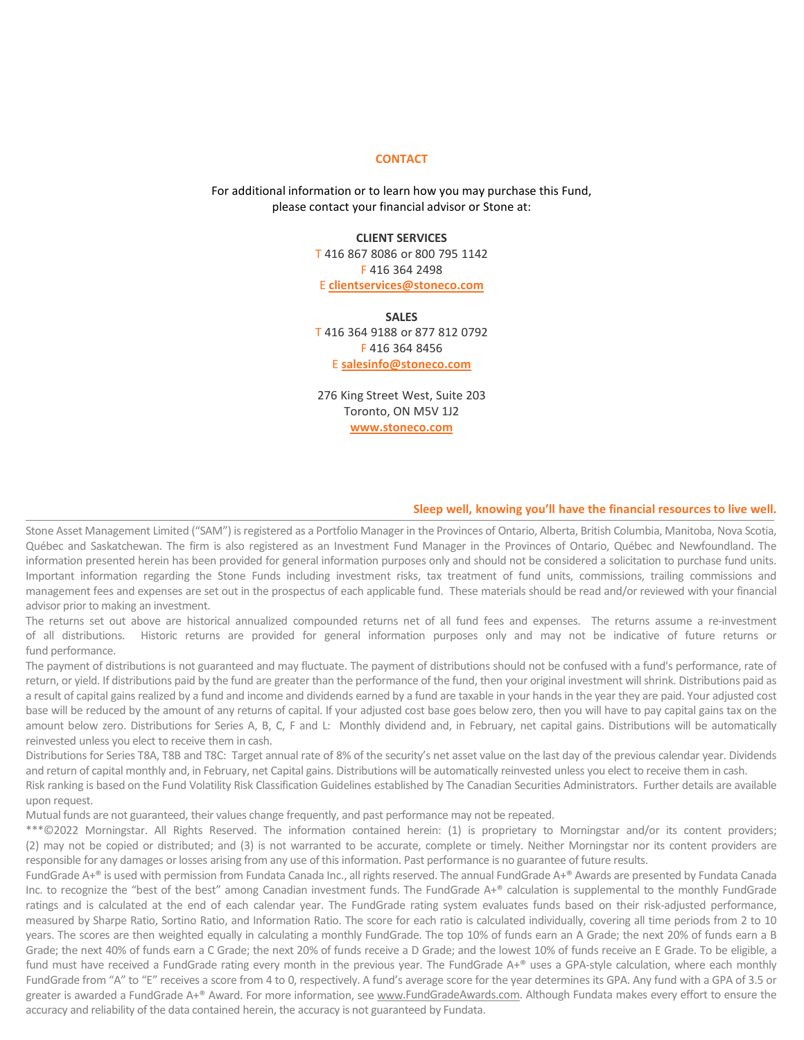## CONTACT

For additional information or to learn how you may purchase this Fund,
please contact your financial advisor or Stone at:

**CLIENT SERVICES**
T 416 867 8086 or 800 795 1142
F 416 364 2498
E **clientservices@stoneco.com**

**SALES**
T 416 364 9188 or 877 812 0792
F 416 364 8456
E **salesinfo@stoneco.com**

276 King Street West, Suite 203
Toronto, ON M5V 1J2
**www.stoneco.com**

**Sleep well, knowing you'll have the financial resources to live well.**

---

Stone Asset Management Limited ("SAM") is registered as a Portfolio Manager in the Provinces of Ontario, Alberta, British Columbia, Manitoba, Nova Scotia, Québec and Saskatchewan. The firm is also registered as an Investment Fund Manager in the Provinces of Ontario, Québec and Newfoundland. The information presented herein has been provided for general information purposes only and should not be considered a solicitation to purchase fund units. Important information regarding the Stone Funds including investment risks, tax treatment of fund units, commissions, trailing commissions and management fees and expenses are set out in the prospectus of each applicable fund. These materials should be read and/or reviewed with your financial advisor prior to making an investment.

The returns set out above are historical annualized compounded returns net of all fund fees and expenses. The returns assume a re-investment of all distributions. Historic returns are provided for general information purposes only and may not be indicative of future returns or fund performance.

The payment of distributions is not guaranteed and may fluctuate. The payment of distributions should not be confused with a fund's performance, rate of return, or yield. If distributions paid by the fund are greater than the performance of the fund, then your original investment will shrink. Distributions paid as a result of capital gains realized by a fund and income and dividends earned by a fund are taxable in your hands in the year they are paid. Your adjusted cost base will be reduced by the amount of any returns of capital. If your adjusted cost base goes below zero, then you will have to pay capital gains tax on the amount below zero. Distributions for Series A, B, C, F and L: Monthly dividend and, in February, net capital gains. Distributions will be automatically reinvested unless you elect to receive them in cash.

Distributions for Series T8A, T8B and T8C: Target annual rate of 8% of the security's net asset value on the last day of the previous calendar year. Dividends and return of capital monthly and, in February, net Capital gains. Distributions will be automatically reinvested unless you elect to receive them in cash.

Risk ranking is based on the Fund Volatility Risk Classification Guidelines established by The Canadian Securities Administrators. Further details are available upon request.

Mutual funds are not guaranteed, their values change frequently, and past performance may not be repeated.

***©2022 Morningstar. All Rights Reserved. The information contained herein: (1) is proprietary to Morningstar and/or its content providers; (2) may not be copied or distributed; and (3) is not warranted to be accurate, complete or timely. Neither Morningstar nor its content providers are responsible for any damages or losses arising from any use of this information. Past performance is no guarantee of future results.

FundGrade A+® is used with permission from Fundata Canada Inc., all rights reserved. The annual FundGrade A+® Awards are presented by Fundata Canada Inc. to recognize the "best of the best" among Canadian investment funds. The FundGrade A+® calculation is supplemental to the monthly FundGrade ratings and is calculated at the end of each calendar year. The FundGrade rating system evaluates funds based on their risk-adjusted performance, measured by Sharpe Ratio, Sortino Ratio, and Information Ratio. The score for each ratio is calculated individually, covering all time periods from 2 to 10 years. The scores are then weighted equally in calculating a monthly FundGrade. The top 10% of funds earn an A Grade; the next 20% of funds earn a B Grade; the next 40% of funds earn a C Grade; the next 20% of funds receive a D Grade; and the lowest 10% of funds receive an E Grade. To be eligible, a fund must have received a FundGrade rating every month in the previous year. The FundGrade A+® uses a GPA-style calculation, where each monthly FundGrade from "A" to "E" receives a score from 4 to 0, respectively. A fund's average score for the year determines its GPA. Any fund with a GPA of 3.5 or greater is awarded a FundGrade A+® Award. For more information, see www.FundGradeAwards.com. Although Fundata makes every effort to ensure the accuracy and reliability of the data contained herein, the accuracy is not guaranteed by Fundata.